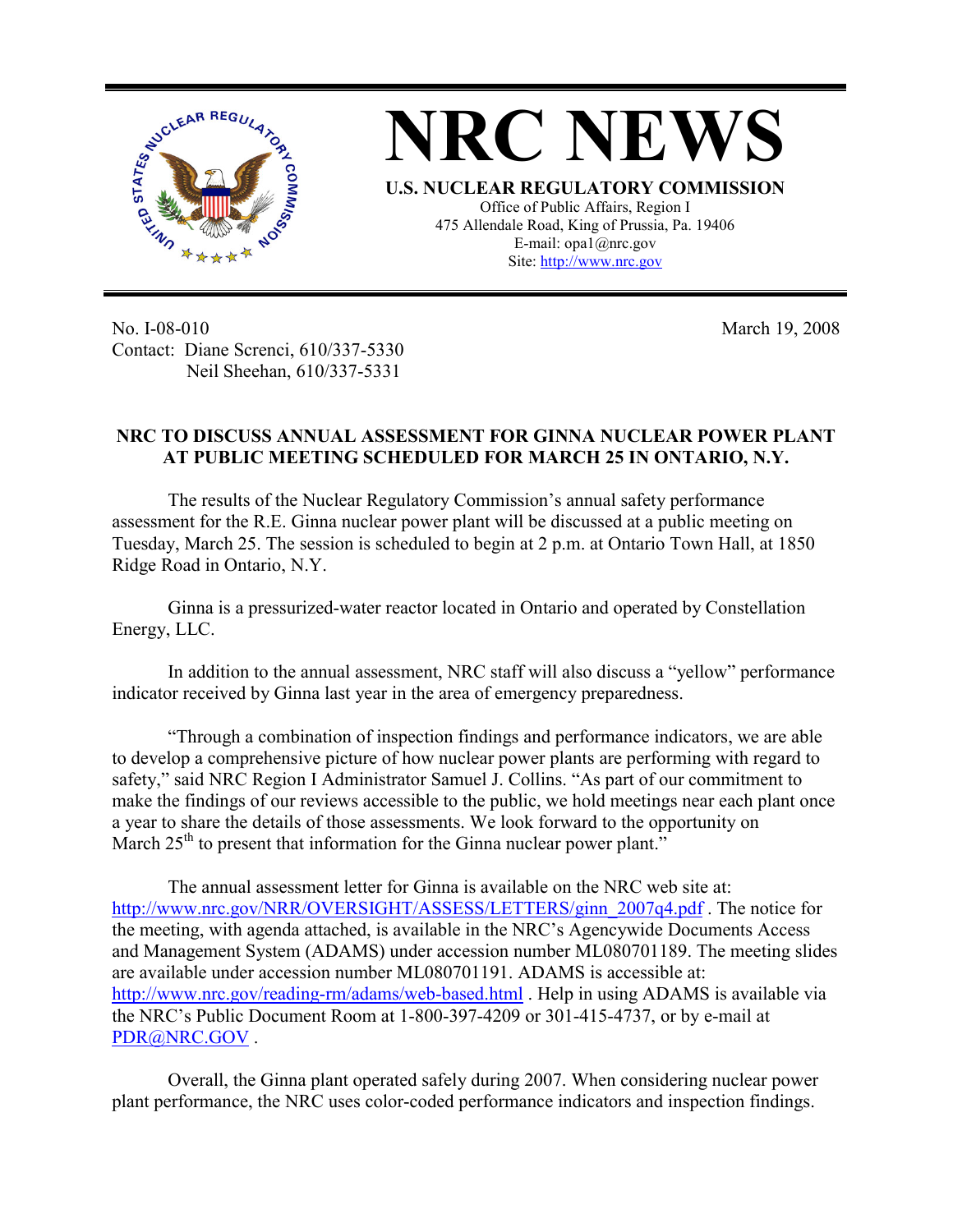# NRC NEWS

**U.S. NUCLEAR REGULATORY COMMISSION**
Office of Public Affairs, Region I
475 Allendale Road, King of Prussia, Pa. 19406
E-mail: opa1@nrc.gov
Site: http://www.nrc.gov

No. I-08-010
Contact: Diane Screnci, 610/337-5330
Neil Sheehan, 610/337-5331

March 19, 2008

**NRC TO DISCUSS ANNUAL ASSESSMENT FOR GINNA NUCLEAR POWER PLANT AT PUBLIC MEETING SCHEDULED FOR MARCH 25 IN ONTARIO, N.Y.**

The results of the Nuclear Regulatory Commission's annual safety performance assessment for the R.E. Ginna nuclear power plant will be discussed at a public meeting on Tuesday, March 25. The session is scheduled to begin at 2 p.m. at Ontario Town Hall, at 1850 Ridge Road in Ontario, N.Y.

Ginna is a pressurized-water reactor located in Ontario and operated by Constellation Energy, LLC.

In addition to the annual assessment, NRC staff will also discuss a "yellow" performance indicator received by Ginna last year in the area of emergency preparedness.

"Through a combination of inspection findings and performance indicators, we are able to develop a comprehensive picture of how nuclear power plants are performing with regard to safety," said NRC Region I Administrator Samuel J. Collins. "As part of our commitment to make the findings of our reviews accessible to the public, we hold meetings near each plant once a year to share the details of those assessments. We look forward to the opportunity on March 25th to present that information for the Ginna nuclear power plant."

The annual assessment letter for Ginna is available on the NRC web site at: http://www.nrc.gov/NRR/OVERSIGHT/ASSESS/LETTERS/ginn_2007q4.pdf . The notice for the meeting, with agenda attached, is available in the NRC's Agencywide Documents Access and Management System (ADAMS) under accession number ML080701189. The meeting slides are available under accession number ML080701191. ADAMS is accessible at: http://www.nrc.gov/reading-rm/adams/web-based.html . Help in using ADAMS is available via the NRC's Public Document Room at 1-800-397-4209 or 301-415-4737, or by e-mail at PDR@NRC.GOV .

Overall, the Ginna plant operated safely during 2007. When considering nuclear power plant performance, the NRC uses color-coded performance indicators and inspection findings.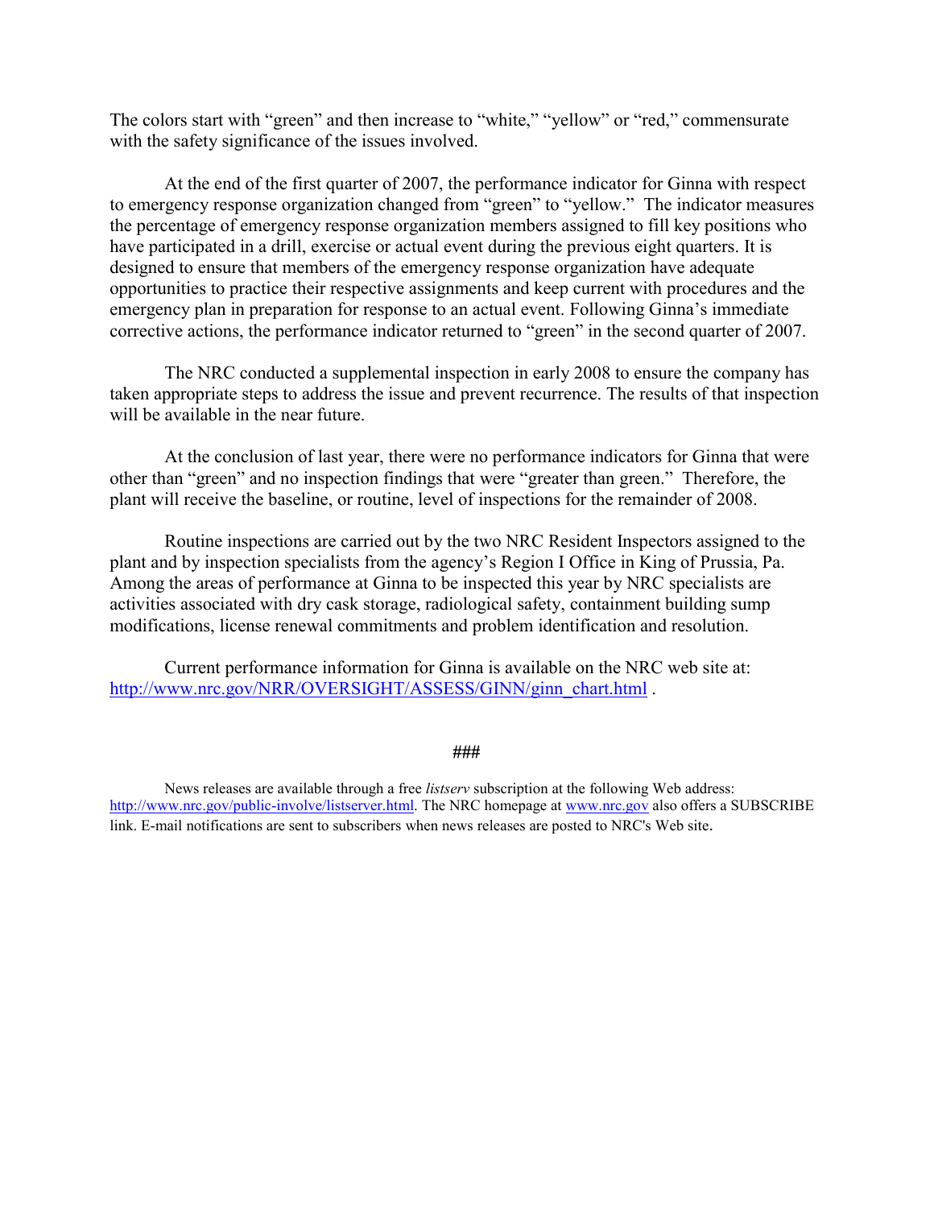The colors start with “green” and then increase to “white,” “yellow” or “red,” commensurate with the safety significance of the issues involved.

At the end of the first quarter of 2007, the performance indicator for Ginna with respect to emergency response organization changed from “green” to “yellow.” The indicator measures the percentage of emergency response organization members assigned to fill key positions who have participated in a drill, exercise or actual event during the previous eight quarters. It is designed to ensure that members of the emergency response organization have adequate opportunities to practice their respective assignments and keep current with procedures and the emergency plan in preparation for response to an actual event. Following Ginna’s immediate corrective actions, the performance indicator returned to “green” in the second quarter of 2007.

The NRC conducted a supplemental inspection in early 2008 to ensure the company has taken appropriate steps to address the issue and prevent recurrence. The results of that inspection will be available in the near future.

At the conclusion of last year, there were no performance indicators for Ginna that were other than “green” and no inspection findings that were “greater than green.” Therefore, the plant will receive the baseline, or routine, level of inspections for the remainder of 2008.

Routine inspections are carried out by the two NRC Resident Inspectors assigned to the plant and by inspection specialists from the agency’s Region I Office in King of Prussia, Pa. Among the areas of performance at Ginna to be inspected this year by NRC specialists are activities associated with dry cask storage, radiological safety, containment building sump modifications, license renewal commitments and problem identification and resolution.

Current performance information for Ginna is available on the NRC web site at: http://www.nrc.gov/NRR/OVERSIGHT/ASSESS/GINN/ginn_chart.html .

###

News releases are available through a free *listserv* subscription at the following Web address: http://www.nrc.gov/public-involve/listserver.html. The NRC homepage at www.nrc.gov also offers a SUBSCRIBE link. E-mail notifications are sent to subscribers when news releases are posted to NRC's Web site.